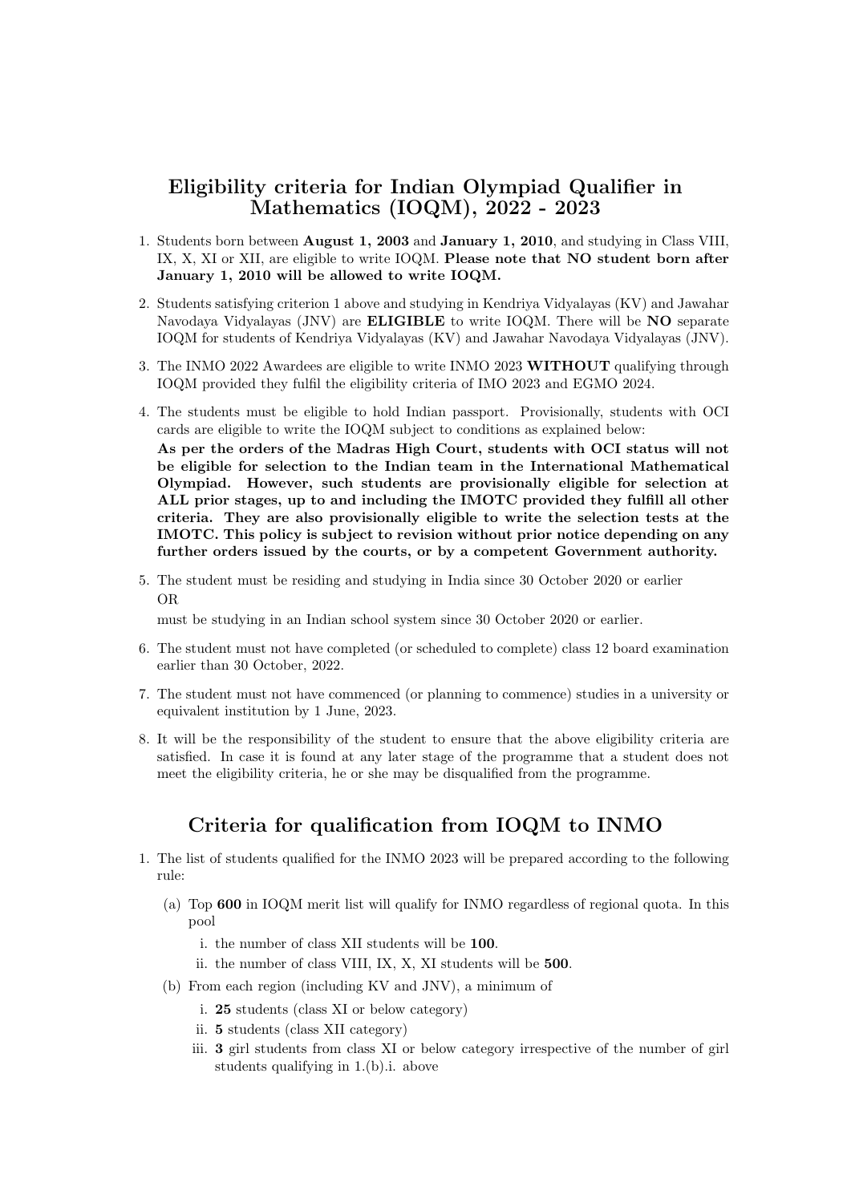# Eligibility criteria for Indian Olympiad Qualifier in Mathematics (IOQM), 2022 - 2023

1. Students born between **August 1, 2003** and **January 1, 2010**, and studying in Class VIII, IX, X, XI or XII, are eligible to write IOQM. **Please note that NO student born after January 1, 2010 will be allowed to write IOQM.**

2. Students satisfying criterion 1 above and studying in Kendriya Vidyalayas (KV) and Jawahar Navodaya Vidyalayas (JNV) are **ELIGIBLE** to write IOQM. There will be **NO** separate IOQM for students of Kendriya Vidyalayas (KV) and Jawahar Navodaya Vidyalayas (JNV).

3. The INMO 2022 Awardees are eligible to write INMO 2023 **WITHOUT** qualifying through IOQM provided they fulfil the eligibility criteria of IMO 2023 and EGMO 2024.

4. The students must be eligible to hold Indian passport. Provisionally, students with OCI cards are eligible to write the IOQM subject to conditions as explained below:
   **As per the orders of the Madras High Court, students with OCI status will not be eligible for selection to the Indian team in the International Mathematical Olympiad. However, such students are provisionally eligible for selection at ALL prior stages, up to and including the IMOTC provided they fulfill all other criteria. They are also provisionally eligible to write the selection tests at the IMOTC. This policy is subject to revision without prior notice depending on any further orders issued by the courts, or by a competent Government authority.**

5. The student must be residing and studying in India since 30 October 2020 or earlier
   OR
   must be studying in an Indian school system since 30 October 2020 or earlier.

6. The student must not have completed (or scheduled to complete) class 12 board examination earlier than 30 October, 2022.

7. The student must not have commenced (or planning to commence) studies in a university or equivalent institution by 1 June, 2023.

8. It will be the responsibility of the student to ensure that the above eligibility criteria are satisfied. In case it is found at any later stage of the programme that a student does not meet the eligibility criteria, he or she may be disqualified from the programme.

# Criteria for qualification from IOQM to INMO

1. The list of students qualified for the INMO 2023 will be prepared according to the following rule:
   (a) Top **600** in IOQM merit list will qualify for INMO regardless of regional quota. In this pool
      i. the number of class XII students will be **100**.
      ii. the number of class VIII, IX, X, XI students will be **500**.
   (b) From each region (including KV and JNV), a minimum of
      i. **25** students (class XI or below category)
      ii. **5** students (class XII category)
      iii. **3** girl students from class XI or below category irrespective of the number of girl students qualifying in 1.(b).i. above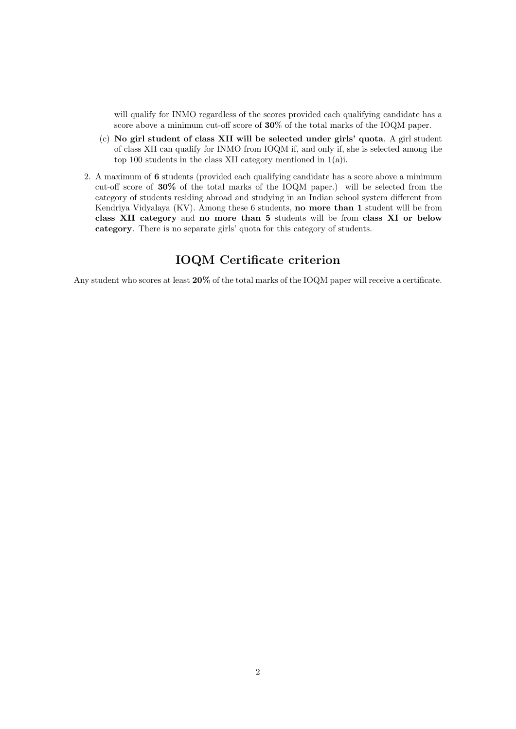will qualify for INMO regardless of the scores provided each qualifying candidate has a score above a minimum cut-off score of **30**% of the total marks of the IOQM paper.

(c) **No girl student of class XII will be selected under girls' quota**. A girl student of class XII can qualify for INMO from IOQM if, and only if, she is selected among the top 100 students in the class XII category mentioned in 1(a)i.

2. A maximum of **6** students (provided each qualifying candidate has a score above a minimum cut-off score of **30%** of the total marks of the IOQM paper.) will be selected from the category of students residing abroad and studying in an Indian school system different from Kendriya Vidyalaya (KV). Among these 6 students, **no more than 1** student will be from **class XII category** and **no more than 5** students will be from **class XI or below category**. There is no separate girls' quota for this category of students.

## IOQM Certificate criterion

Any student who scores at least **20%** of the total marks of the IOQM paper will receive a certificate.